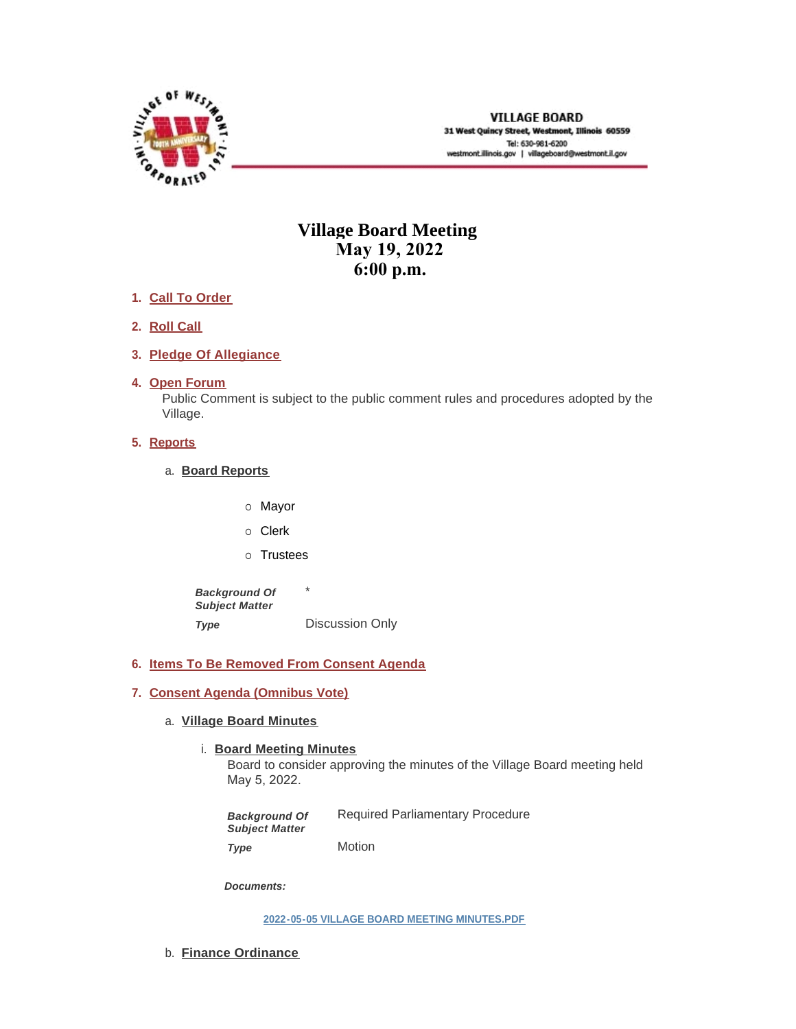VILLAGE BOARD
31 West Quincy Street, Westmont, Illinois 60559
Tel: 630-981-6200
westmont.illinois.gov | villageboard@westmont.il.gov

# Village Board Meeting
# May 19, 2022
# 6:00 p.m.

1. **Call To Order**

2. **Roll Call**

3. **Pledge Of Allegiance**

4. **Open Forum**
   Public Comment is subject to the public comment rules and procedures adopted by the Village.

5. **Reports**

   a. **Board Reports**

      - Mayor
      - Clerk
      - Trustees

      | | |
      |---|---|
      | ***Background Of Subject Matter*** | * |
      | ***Type*** | Discussion Only |

6. **Items To Be Removed From Consent Agenda**

7. **Consent Agenda (Omnibus Vote)**

   a. **Village Board Minutes**

      i. **Board Meeting Minutes**
         Board to consider approving the minutes of the Village Board meeting held May 5, 2022.

         | | |
         |---|---|
         | ***Background Of Subject Matter*** | Required Parliamentary Procedure |
         | ***Type*** | Motion |

         ***Documents:***

         2022-05-05 VILLAGE BOARD MEETING MINUTES.PDF

   b. **Finance Ordinance**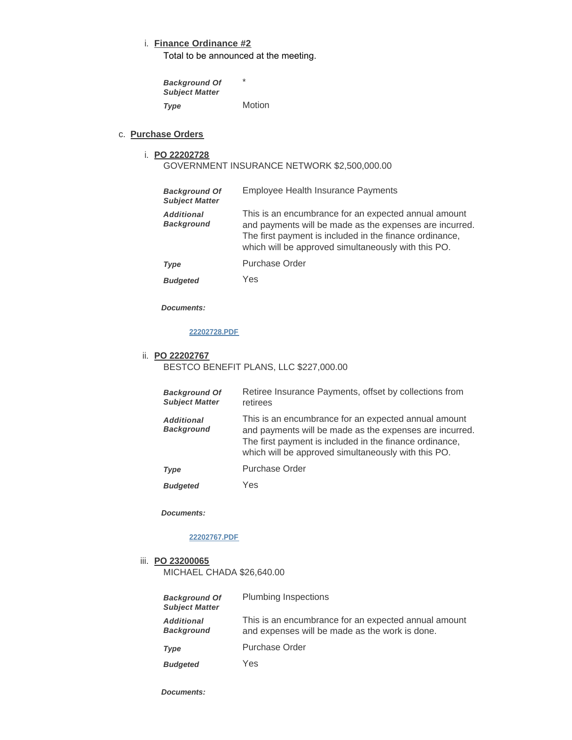i. **Finance Ordinance #2**

Total to be announced at the meeting.

| | |
|---|---|
| ***Background Of Subject Matter*** | * |
| ***Type*** | Motion |

c. **Purchase Orders**

i. **PO 22202728**

GOVERNMENT INSURANCE NETWORK $2,500,000.00

| | |
|---|---|
| ***Background Of Subject Matter*** | Employee Health Insurance Payments |
| ***Additional Background*** | This is an encumbrance for an expected annual amount and payments will be made as the expenses are incurred. The first payment is included in the finance ordinance, which will be approved simultaneously with this PO. |
| ***Type*** | Purchase Order |
| ***Budgeted*** | Yes |

***Documents:***

22202728.PDF

ii. **PO 22202767**

BESTCO BENEFIT PLANS, LLC $227,000.00

| | |
|---|---|
| ***Background Of Subject Matter*** | Retiree Insurance Payments, offset by collections from retirees |
| ***Additional Background*** | This is an encumbrance for an expected annual amount and payments will be made as the expenses are incurred. The first payment is included in the finance ordinance, which will be approved simultaneously with this PO. |
| ***Type*** | Purchase Order |
| ***Budgeted*** | Yes |

***Documents:***

22202767.PDF

iii. **PO 23200065**

MICHAEL CHADA $26,640.00

| | |
|---|---|
| ***Background Of Subject Matter*** | Plumbing Inspections |
| ***Additional Background*** | This is an encumbrance for an expected annual amount and expenses will be made as the work is done. |
| ***Type*** | Purchase Order |
| ***Budgeted*** | Yes |

***Documents:***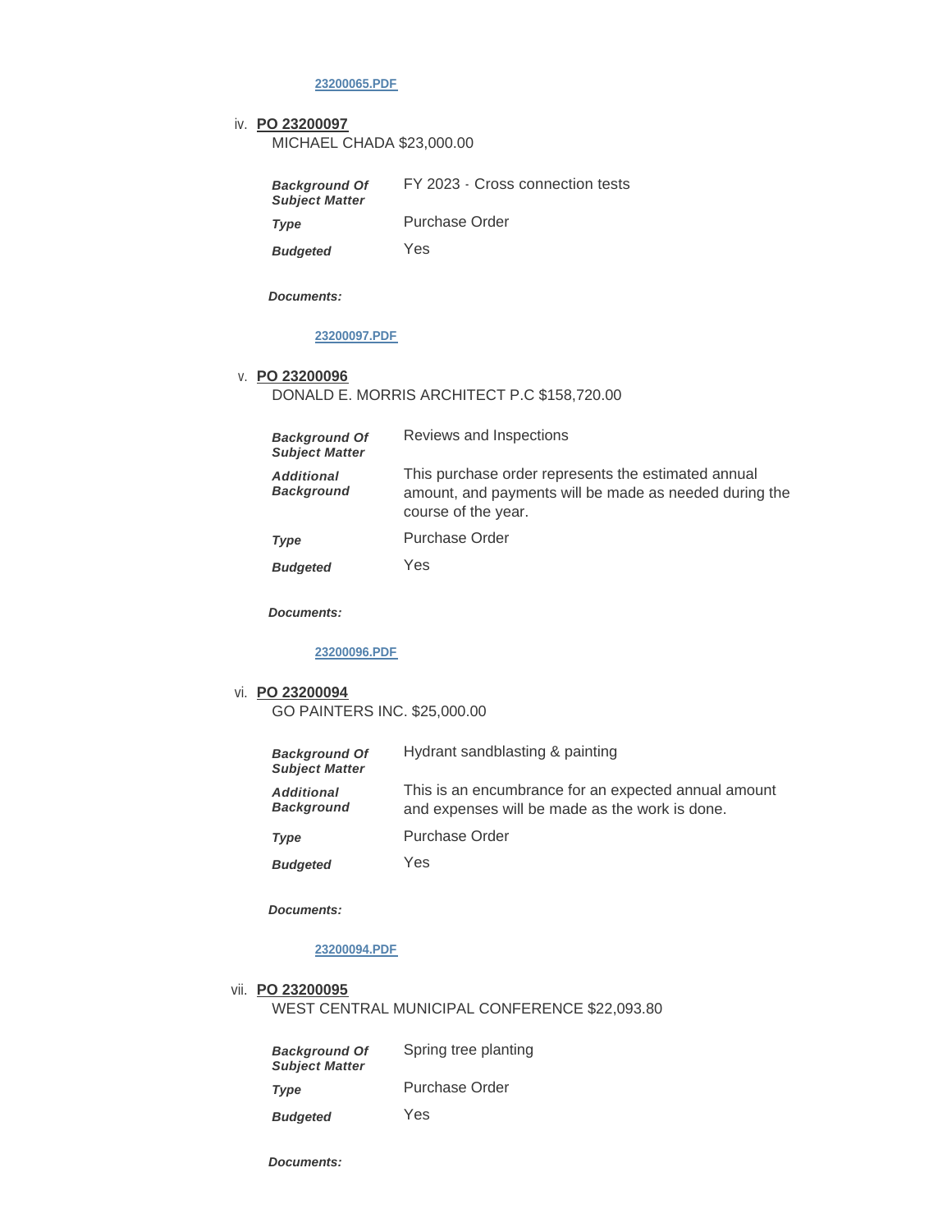23200065.PDF

iv. **PO 23200097**

MICHAEL CHADA $23,000.00

| | |
|---|---|
| ***Background Of Subject Matter*** | FY 2023 - Cross connection tests |
| ***Type*** | Purchase Order |
| ***Budgeted*** | Yes |

***Documents:***

23200097.PDF

v. **PO 23200096**

DONALD E. MORRIS ARCHITECT P.C $158,720.00

| | |
|---|---|
| ***Background Of Subject Matter*** | Reviews and Inspections |
| ***Additional Background*** | This purchase order represents the estimated annual amount, and payments will be made as needed during the course of the year. |
| ***Type*** | Purchase Order |
| ***Budgeted*** | Yes |

***Documents:***

23200096.PDF

vi. **PO 23200094**

GO PAINTERS INC. $25,000.00

| | |
|---|---|
| ***Background Of Subject Matter*** | Hydrant sandblasting & painting |
| ***Additional Background*** | This is an encumbrance for an expected annual amount and expenses will be made as the work is done. |
| ***Type*** | Purchase Order |
| ***Budgeted*** | Yes |

***Documents:***

23200094.PDF

vii. **PO 23200095**

WEST CENTRAL MUNICIPAL CONFERENCE $22,093.80

| | |
|---|---|
| ***Background Of Subject Matter*** | Spring tree planting |
| ***Type*** | Purchase Order |
| ***Budgeted*** | Yes |

***Documents:***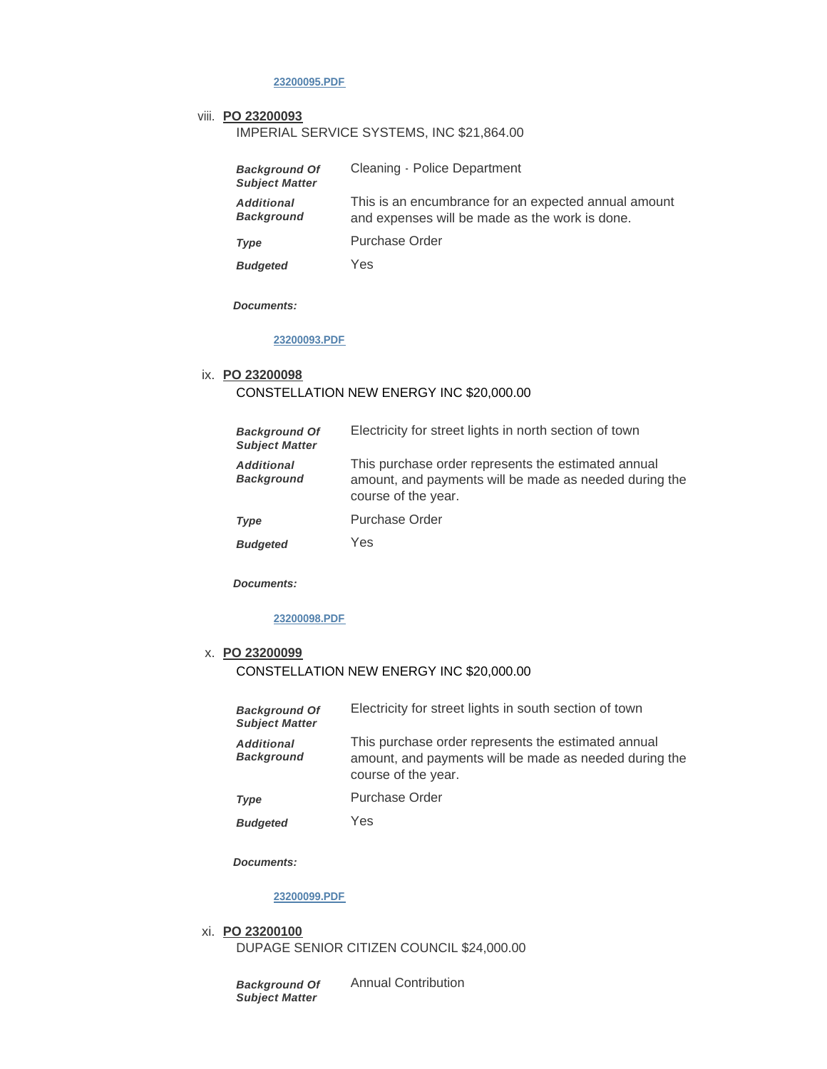23200095.PDF

viii. **PO 23200093**

IMPERIAL SERVICE SYSTEMS, INC $21,864.00

| | |
|---|---|
| ***Background Of Subject Matter*** | Cleaning - Police Department |
| ***Additional Background*** | This is an encumbrance for an expected annual amount and expenses will be made as the work is done. |
| ***Type*** | Purchase Order |
| ***Budgeted*** | Yes |

***Documents:***

23200093.PDF

ix. **PO 23200098**

CONSTELLATION NEW ENERGY INC $20,000.00

| | |
|---|---|
| ***Background Of Subject Matter*** | Electricity for street lights in north section of town |
| ***Additional Background*** | This purchase order represents the estimated annual amount, and payments will be made as needed during the course of the year. |
| ***Type*** | Purchase Order |
| ***Budgeted*** | Yes |

***Documents:***

23200098.PDF

x. **PO 23200099**

CONSTELLATION NEW ENERGY INC $20,000.00

| | |
|---|---|
| ***Background Of Subject Matter*** | Electricity for street lights in south section of town |
| ***Additional Background*** | This purchase order represents the estimated annual amount, and payments will be made as needed during the course of the year. |
| ***Type*** | Purchase Order |
| ***Budgeted*** | Yes |

***Documents:***

23200099.PDF

xi. **PO 23200100**

DUPAGE SENIOR CITIZEN COUNCIL $24,000.00

| | |
|---|---|
| ***Background Of Subject Matter*** | Annual Contribution |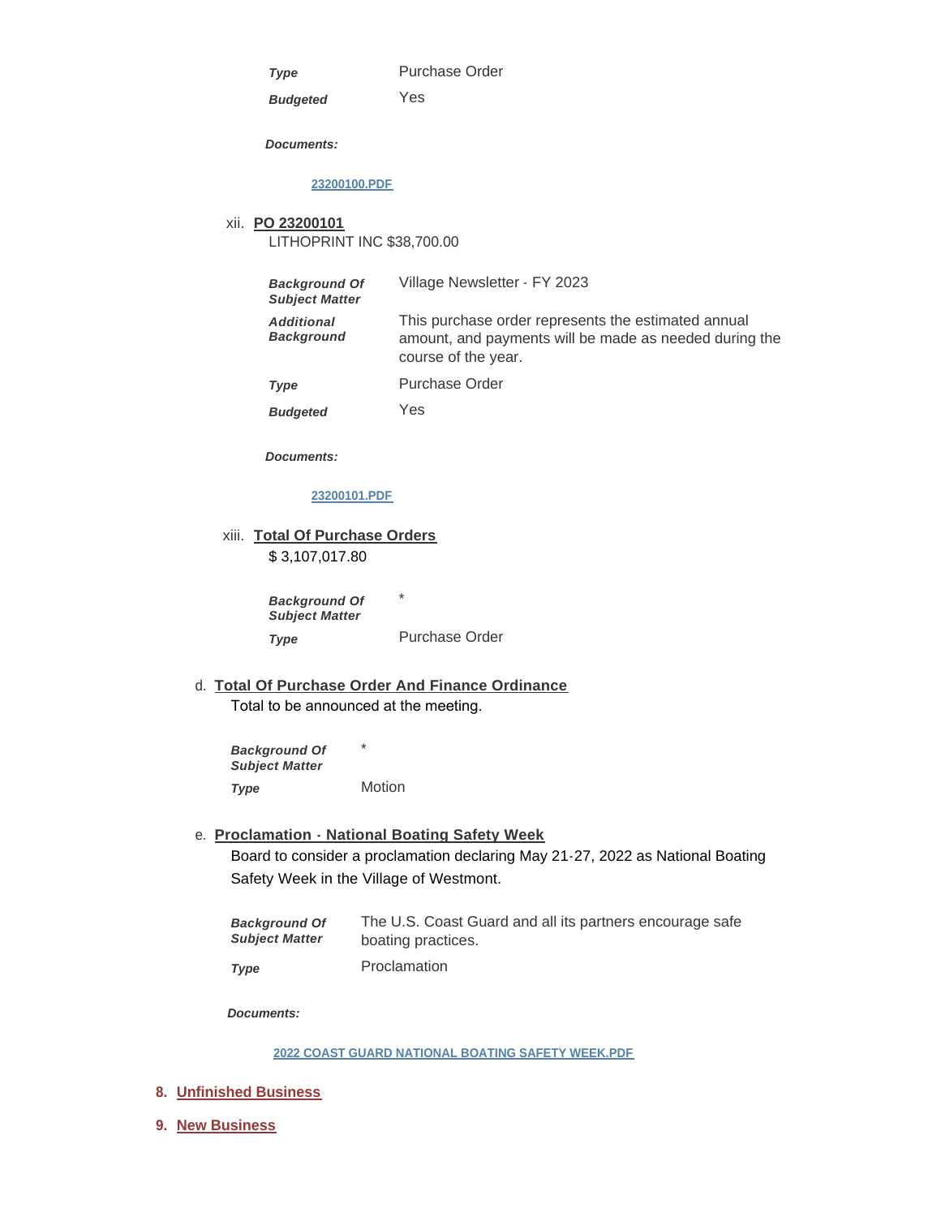| | |
|---|---|
| ***Type*** | Purchase Order |
| ***Budgeted*** | Yes |

***Documents:***

[23200100.PDF]

xii. **PO 23200101**

LITHOPRINT INC $38,700.00

| | |
|---|---|
| ***Background Of Subject Matter*** | Village Newsletter - FY 2023 |
| ***Additional Background*** | This purchase order represents the estimated annual amount, and payments will be made as needed during the course of the year. |
| ***Type*** | Purchase Order |
| ***Budgeted*** | Yes |

***Documents:***

[23200101.PDF]

xiii. **Total Of Purchase Orders**

$ 3,107,017.80

| | |
|---|---|
| ***Background Of Subject Matter*** | * |
| ***Type*** | Purchase Order |

d. **Total Of Purchase Order And Finance Ordinance**

Total to be announced at the meeting.

| | |
|---|---|
| ***Background Of Subject Matter*** | * |
| ***Type*** | Motion |

e. **Proclamation - National Boating Safety Week**

Board to consider a proclamation declaring May 21-27, 2022 as National Boating Safety Week in the Village of Westmont.

| | |
|---|---|
| ***Background Of Subject Matter*** | The U.S. Coast Guard and all its partners encourage safe boating practices. |
| ***Type*** | Proclamation |

***Documents:***

[2022 COAST GUARD NATIONAL BOATING SAFETY WEEK.PDF]

## 8. Unfinished Business

## 9. New Business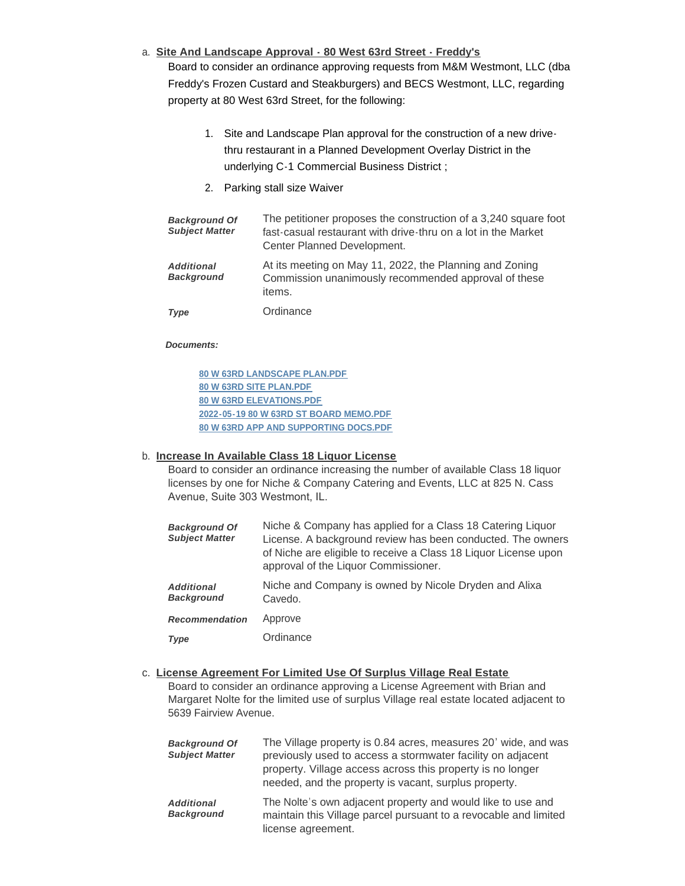a. **Site And Landscape Approval - 80 West 63rd Street - Freddy's**

Board to consider an ordinance approving requests from M&M Westmont, LLC (dba Freddy's Frozen Custard and Steakburgers) and BECS Westmont, LLC, regarding property at 80 West 63rd Street, for the following:

1. Site and Landscape Plan approval for the construction of a new drive-thru restaurant in a Planned Development Overlay District in the underlying C-1 Commercial Business District ;
2. Parking stall size Waiver

| | |
|---|---|
| ***Background Of Subject Matter*** | The petitioner proposes the construction of a 3,240 square foot fast-casual restaurant with drive-thru on a lot in the Market Center Planned Development. |
| ***Additional Background*** | At its meeting on May 11, 2022, the Planning and Zoning Commission unanimously recommended approval of these items. |
| ***Type*** | Ordinance |

***Documents:***

- 80 W 63RD LANDSCAPE PLAN.PDF
- 80 W 63RD SITE PLAN.PDF
- 80 W 63RD ELEVATIONS.PDF
- 2022-05-19 80 W 63RD ST BOARD MEMO.PDF
- 80 W 63RD APP AND SUPPORTING DOCS.PDF

b. **Increase In Available Class 18 Liquor License**

Board to consider an ordinance increasing the number of available Class 18 liquor licenses by one for Niche & Company Catering and Events, LLC at 825 N. Cass Avenue, Suite 303 Westmont, IL.

| | |
|---|---|
| ***Background Of Subject Matter*** | Niche & Company has applied for a Class 18 Catering Liquor License. A background review has been conducted. The owners of Niche are eligible to receive a Class 18 Liquor License upon approval of the Liquor Commissioner. |
| ***Additional Background*** | Niche and Company is owned by Nicole Dryden and Alixa Cavedo. |
| ***Recommendation*** | Approve |
| ***Type*** | Ordinance |

c. **License Agreement For Limited Use Of Surplus Village Real Estate**

Board to consider an ordinance approving a License Agreement with Brian and Margaret Nolte for the limited use of surplus Village real estate located adjacent to 5639 Fairview Avenue.

| | |
|---|---|
| ***Background Of Subject Matter*** | The Village property is 0.84 acres, measures 20' wide, and was previously used to access a stormwater facility on adjacent property. Village access across this property is no longer needed, and the property is vacant, surplus property. |
| ***Additional Background*** | The Nolte's own adjacent property and would like to use and maintain this Village parcel pursuant to a revocable and limited license agreement. |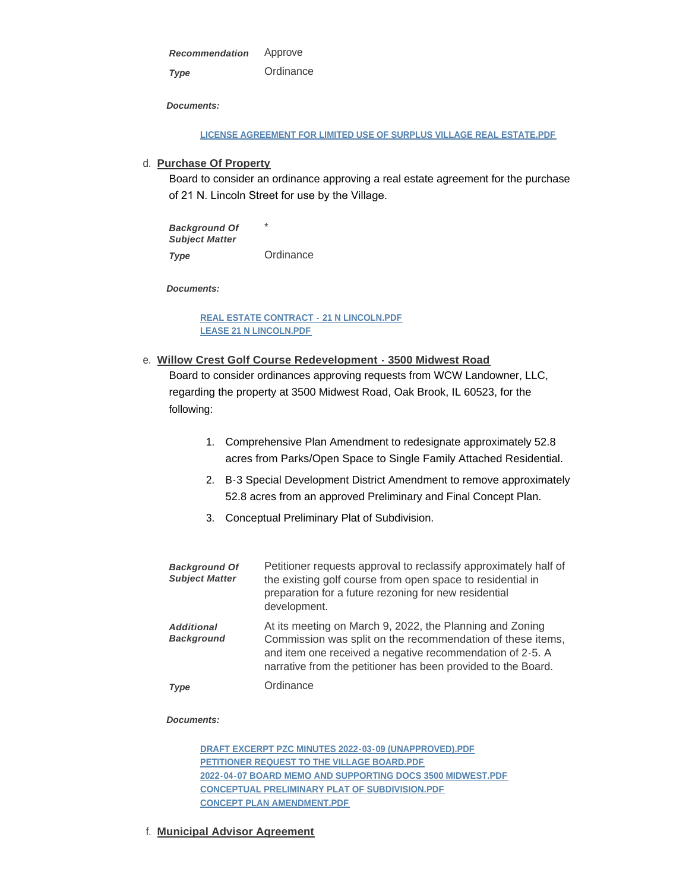*Recommendation* Approve

*Type* Ordinance

***Documents:***

[LICENSE AGREEMENT FOR LIMITED USE OF SURPLUS VILLAGE REAL ESTATE.PDF]

d. **Purchase Of Property**

Board to consider an ordinance approving a real estate agreement for the purchase of 21 N. Lincoln Street for use by the Village.

*Background Of Subject Matter* *

*Type* Ordinance

***Documents:***

[REAL ESTATE CONTRACT - 21 N LINCOLN.PDF]
[LEASE 21 N LINCOLN.PDF]

e. **Willow Crest Golf Course Redevelopment - 3500 Midwest Road**

Board to consider ordinances approving requests from WCW Landowner, LLC, regarding the property at 3500 Midwest Road, Oak Brook, IL 60523, for the following:

1. Comprehensive Plan Amendment to redesignate approximately 52.8 acres from Parks/Open Space to Single Family Attached Residential.
2. B-3 Special Development District Amendment to remove approximately 52.8 acres from an approved Preliminary and Final Concept Plan.
3. Conceptual Preliminary Plat of Subdivision.

*Background Of Subject Matter* Petitioner requests approval to reclassify approximately half of the existing golf course from open space to residential in preparation for a future rezoning for new residential development.

*Additional Background* At its meeting on March 9, 2022, the Planning and Zoning Commission was split on the recommendation of these items, and item one received a negative recommendation of 2-5. A narrative from the petitioner has been provided to the Board.

*Type* Ordinance

***Documents:***

[DRAFT EXCERPT PZC MINUTES 2022-03-09 (UNAPPROVED).PDF]
[PETITIONER REQUEST TO THE VILLAGE BOARD.PDF]
[2022-04-07 BOARD MEMO AND SUPPORTING DOCS 3500 MIDWEST.PDF]
[CONCEPTUAL PRELIMINARY PLAT OF SUBDIVISION.PDF]
[CONCEPT PLAN AMENDMENT.PDF]

f. **Municipal Advisor Agreement**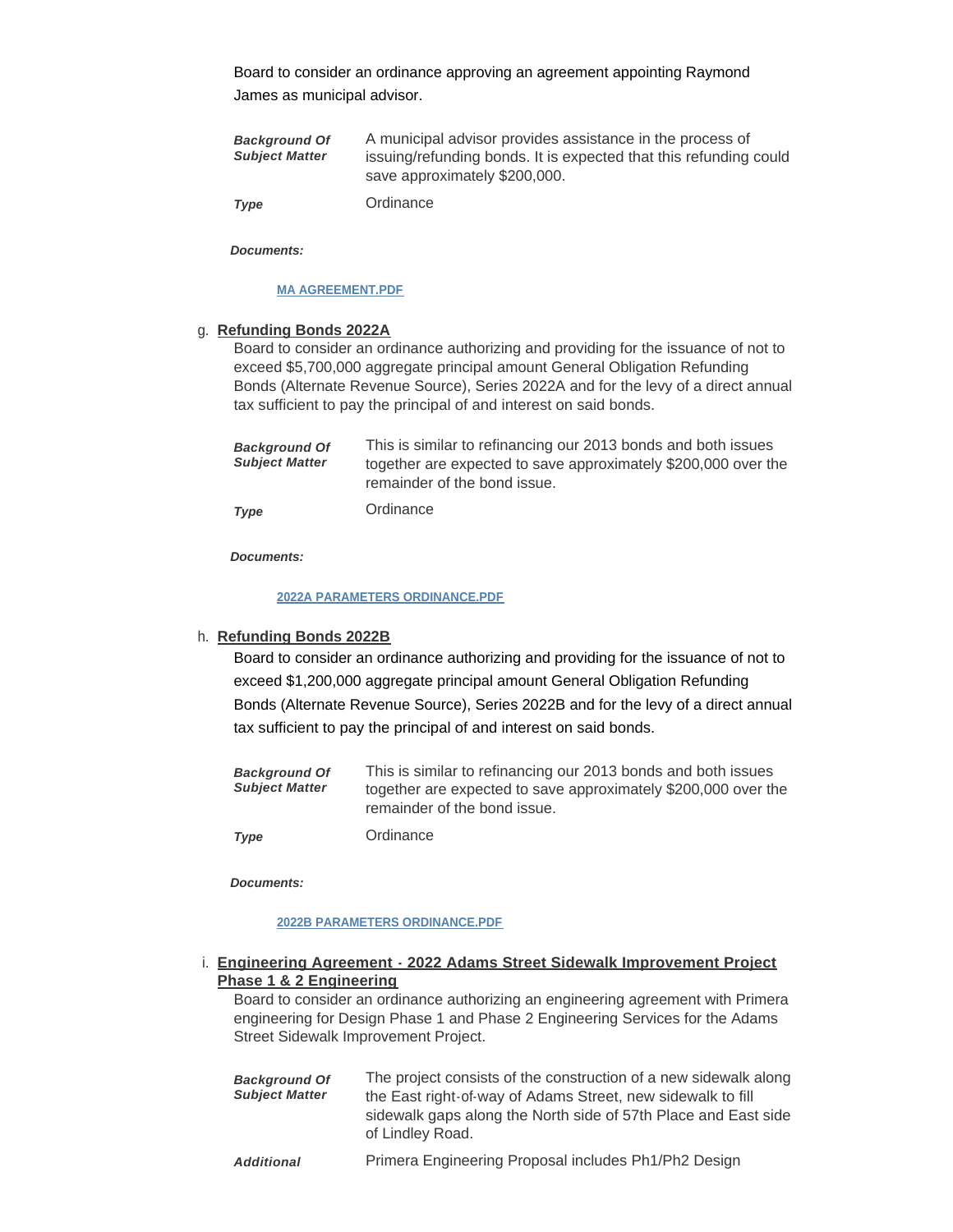Board to consider an ordinance approving an agreement appointing Raymond James as municipal advisor.

***Background Of Subject Matter*** A municipal advisor provides assistance in the process of issuing/refunding bonds. It is expected that this refunding could save approximately $200,000.

***Type*** Ordinance

***Documents:***

[MA AGREEMENT.PDF]

g. **Refunding Bonds 2022A**

Board to consider an ordinance authorizing and providing for the issuance of not to exceed $5,700,000 aggregate principal amount General Obligation Refunding Bonds (Alternate Revenue Source), Series 2022A and for the levy of a direct annual tax sufficient to pay the principal of and interest on said bonds.

***Background Of Subject Matter*** This is similar to refinancing our 2013 bonds and both issues together are expected to save approximately $200,000 over the remainder of the bond issue.

***Type*** Ordinance

***Documents:***

[2022A PARAMETERS ORDINANCE.PDF]

h. **Refunding Bonds 2022B**

Board to consider an ordinance authorizing and providing for the issuance of not to exceed $1,200,000 aggregate principal amount General Obligation Refunding Bonds (Alternate Revenue Source), Series 2022B and for the levy of a direct annual tax sufficient to pay the principal of and interest on said bonds.

***Background Of Subject Matter*** This is similar to refinancing our 2013 bonds and both issues together are expected to save approximately $200,000 over the remainder of the bond issue.

***Type*** Ordinance

***Documents:***

[2022B PARAMETERS ORDINANCE.PDF]

i. **Engineering Agreement - 2022 Adams Street Sidewalk Improvement Project Phase 1 & 2 Engineering**

Board to consider an ordinance authorizing an engineering agreement with Primera engineering for Design Phase 1 and Phase 2 Engineering Services for the Adams Street Sidewalk Improvement Project.

***Background Of Subject Matter*** The project consists of the construction of a new sidewalk along the East right-of-way of Adams Street, new sidewalk to fill sidewalk gaps along the North side of 57th Place and East side of Lindley Road.

***Additional*** Primera Engineering Proposal includes Ph1/Ph2 Design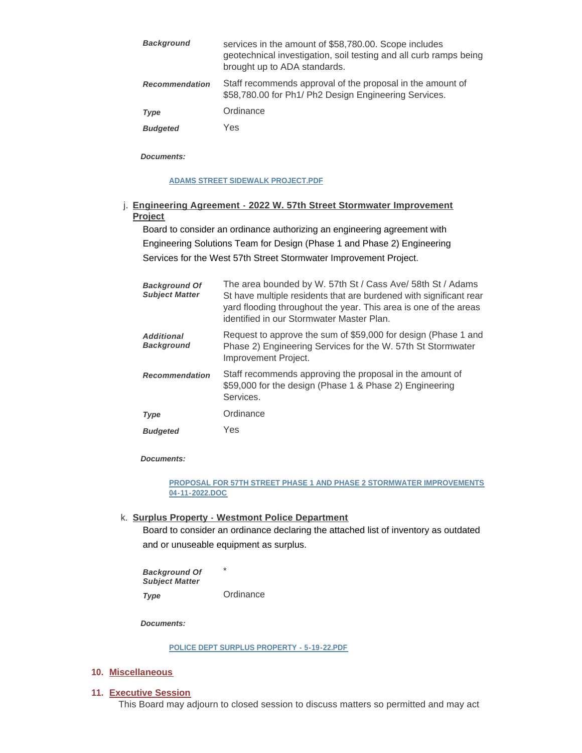| | |
|---|---|
| ***Background*** | services in the amount of $58,780.00. Scope includes geotechnical investigation, soil testing and all curb ramps being brought up to ADA standards. |
| ***Recommendation*** | Staff recommends approval of the proposal in the amount of $58,780.00 for Ph1/ Ph2 Design Engineering Services. |
| ***Type*** | Ordinance |
| ***Budgeted*** | Yes |

***Documents:***

[ADAMS STREET SIDEWALK PROJECT.PDF]

j. **Engineering Agreement - 2022 W. 57th Street Stormwater Improvement Project**

Board to consider an ordinance authorizing an engineering agreement with Engineering Solutions Team for Design (Phase 1 and Phase 2) Engineering Services for the West 57th Street Stormwater Improvement Project.

| | |
|---|---|
| ***Background Of Subject Matter*** | The area bounded by W. 57th St / Cass Ave/ 58th St / Adams St have multiple residents that are burdened with significant rear yard flooding throughout the year. This area is one of the areas identified in our Stormwater Master Plan. |
| ***Additional Background*** | Request to approve the sum of $59,000 for design (Phase 1 and Phase 2) Engineering Services for the W. 57th St Stormwater Improvement Project. |
| ***Recommendation*** | Staff recommends approving the proposal in the amount of $59,000 for the design (Phase 1 & Phase 2) Engineering Services. |
| ***Type*** | Ordinance |
| ***Budgeted*** | Yes |

***Documents:***

[PROPOSAL FOR 57TH STREET PHASE 1 AND PHASE 2 STORMWATER IMPROVEMENTS 04-11-2022.DOC]

k. **Surplus Property - Westmont Police Department**

Board to consider an ordinance declaring the attached list of inventory as outdated and or unuseable equipment as surplus.

| | |
|---|---|
| ***Background Of Subject Matter*** | * |
| ***Type*** | Ordinance |

***Documents:***

[POLICE DEPT SURPLUS PROPERTY - 5-19-22.PDF]

## 10. Miscellaneous

## 11. Executive Session

This Board may adjourn to closed session to discuss matters so permitted and may act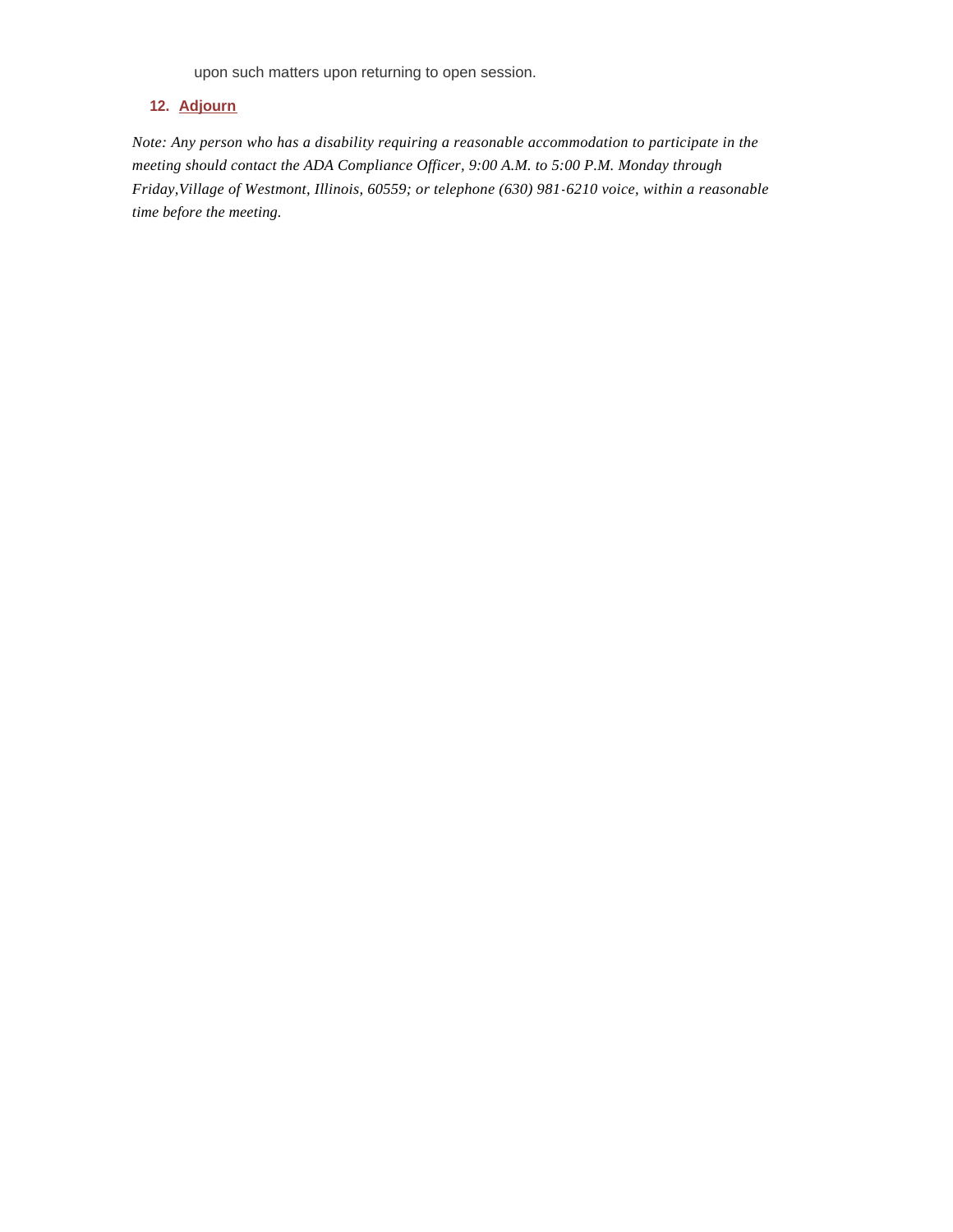upon such matters upon returning to open session.

12. **Adjourn**

*Note: Any person who has a disability requiring a reasonable accommodation to participate in the meeting should contact the ADA Compliance Officer, 9:00 A.M. to 5:00 P.M. Monday through Friday,Village of Westmont, Illinois, 60559; or telephone (630) 981-6210 voice, within a reasonable time before the meeting.*